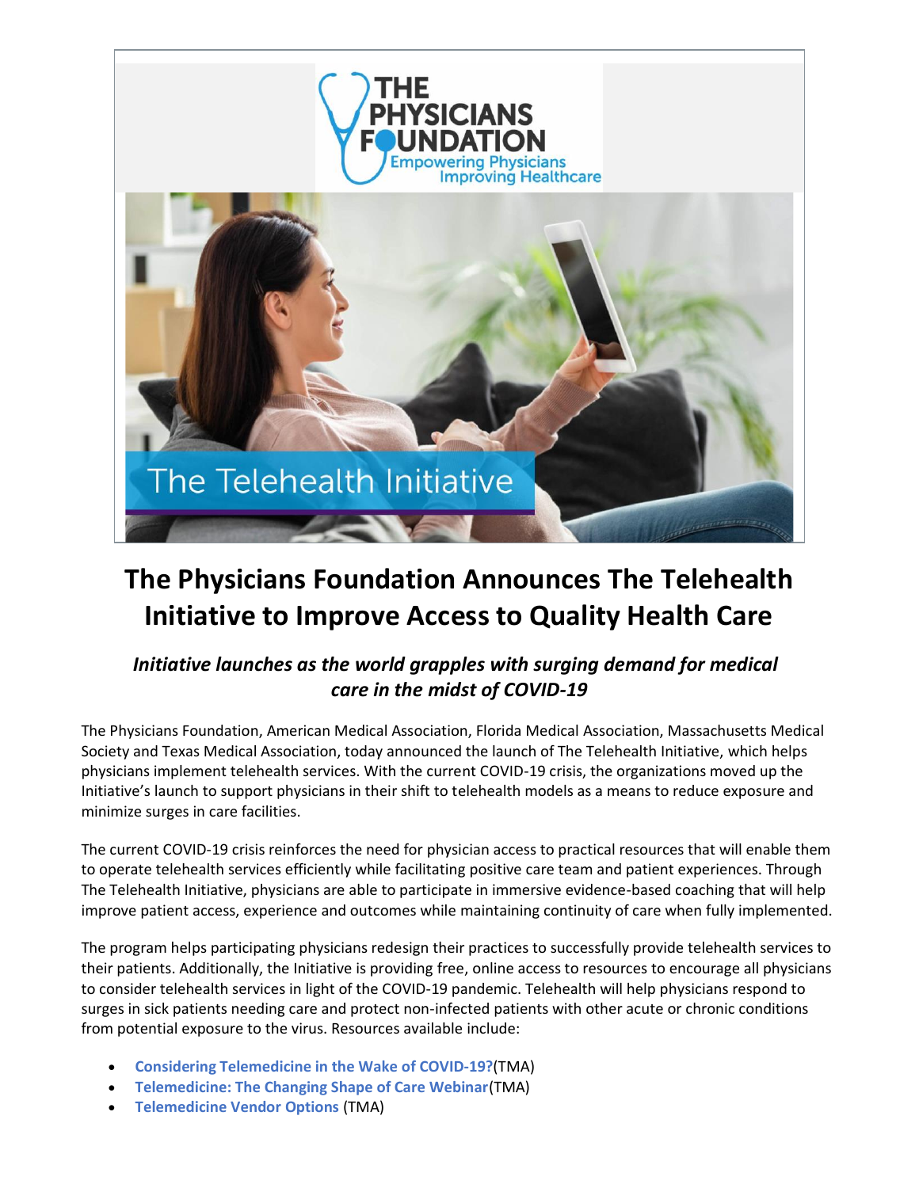# The Physicians Foundation Announces The Telehealth Initiative to Improve Access to Quality Health Care

### *Initiative launches as the world grapples with surging demand for medical care in the midst of COVID-19*

The Physicians Foundation, American Medical Association, Florida Medical Association, Massachusetts Medical Society and Texas Medical Association, today announced the launch of The Telehealth Initiative, which helps physicians implement telehealth services. With the current COVID-19 crisis, the organizations moved up the Initiative's launch to support physicians in their shift to telehealth models as a means to reduce exposure and minimize surges in care facilities.

The current COVID-19 crisis reinforces the need for physician access to practical resources that will enable them to operate telehealth services efficiently while facilitating positive care team and patient experiences. Through The Telehealth Initiative, physicians are able to participate in immersive evidence-based coaching that will help improve patient access, experience and outcomes while maintaining continuity of care when fully implemented.

The program helps participating physicians redesign their practices to successfully provide telehealth services to their patients. Additionally, the Initiative is providing free, online access to resources to encourage all physicians to consider telehealth services in light of the COVID-19 pandemic. Telehealth will help physicians respond to surges in sick patients needing care and protect non-infected patients with other acute or chronic conditions from potential exposure to the virus. Resources available include:

- **Considering Telemedicine in the Wake of COVID-19?**(TMA)
- **Telemedicine: The Changing Shape of Care Webinar**(TMA)
- **Telemedicine Vendor Options** (TMA)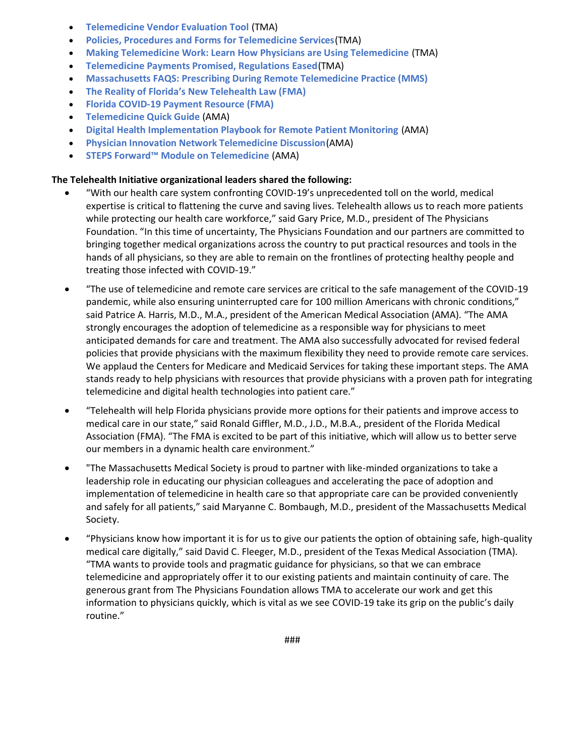- **Telemedicine Vendor Evaluation Tool** (TMA)
- **Policies, Procedures and Forms for Telemedicine Services**(TMA)
- **Making Telemedicine Work: Learn How Physicians are Using Telemedicine** (TMA)
- **Telemedicine Payments Promised, Regulations Eased**(TMA)
- **Massachusetts FAQS: Prescribing During Remote Telemedicine Practice (MMS)**
- **The Reality of Florida's New Telehealth Law (FMA)**
- **Florida COVID-19 Payment Resource (FMA)**
- **Telemedicine Quick Guide** (AMA)
- **Digital Health Implementation Playbook for Remote Patient Monitoring** (AMA)
- **Physician Innovation Network Telemedicine Discussion**(AMA)
- **STEPS Forward™ Module on Telemedicine** (AMA)

**The Telehealth Initiative organizational leaders shared the following:**

- "With our health care system confronting COVID-19's unprecedented toll on the world, medical expertise is critical to flattening the curve and saving lives. Telehealth allows us to reach more patients while protecting our health care workforce," said Gary Price, M.D., president of The Physicians Foundation. "In this time of uncertainty, The Physicians Foundation and our partners are committed to bringing together medical organizations across the country to put practical resources and tools in the hands of all physicians, so they are able to remain on the frontlines of protecting healthy people and treating those infected with COVID-19."

- "The use of telemedicine and remote care services are critical to the safe management of the COVID-19 pandemic, while also ensuring uninterrupted care for 100 million Americans with chronic conditions," said Patrice A. Harris, M.D., M.A., president of the American Medical Association (AMA). "The AMA strongly encourages the adoption of telemedicine as a responsible way for physicians to meet anticipated demands for care and treatment. The AMA also successfully advocated for revised federal policies that provide physicians with the maximum flexibility they need to provide remote care services. We applaud the Centers for Medicare and Medicaid Services for taking these important steps. The AMA stands ready to help physicians with resources that provide physicians with a proven path for integrating telemedicine and digital health technologies into patient care."

- "Telehealth will help Florida physicians provide more options for their patients and improve access to medical care in our state," said Ronald Giffler, M.D., J.D., M.B.A., president of the Florida Medical Association (FMA). "The FMA is excited to be part of this initiative, which will allow us to better serve our members in a dynamic health care environment."

- "The Massachusetts Medical Society is proud to partner with like-minded organizations to take a leadership role in educating our physician colleagues and accelerating the pace of adoption and implementation of telemedicine in health care so that appropriate care can be provided conveniently and safely for all patients," said Maryanne C. Bombaugh, M.D., president of the Massachusetts Medical Society.

- "Physicians know how important it is for us to give our patients the option of obtaining safe, high-quality medical care digitally," said David C. Fleeger, M.D., president of the Texas Medical Association (TMA). "TMA wants to provide tools and pragmatic guidance for physicians, so that we can embrace telemedicine and appropriately offer it to our existing patients and maintain continuity of care. The generous grant from The Physicians Foundation allows TMA to accelerate our work and get this information to physicians quickly, which is vital as we see COVID-19 take its grip on the public's daily routine."

###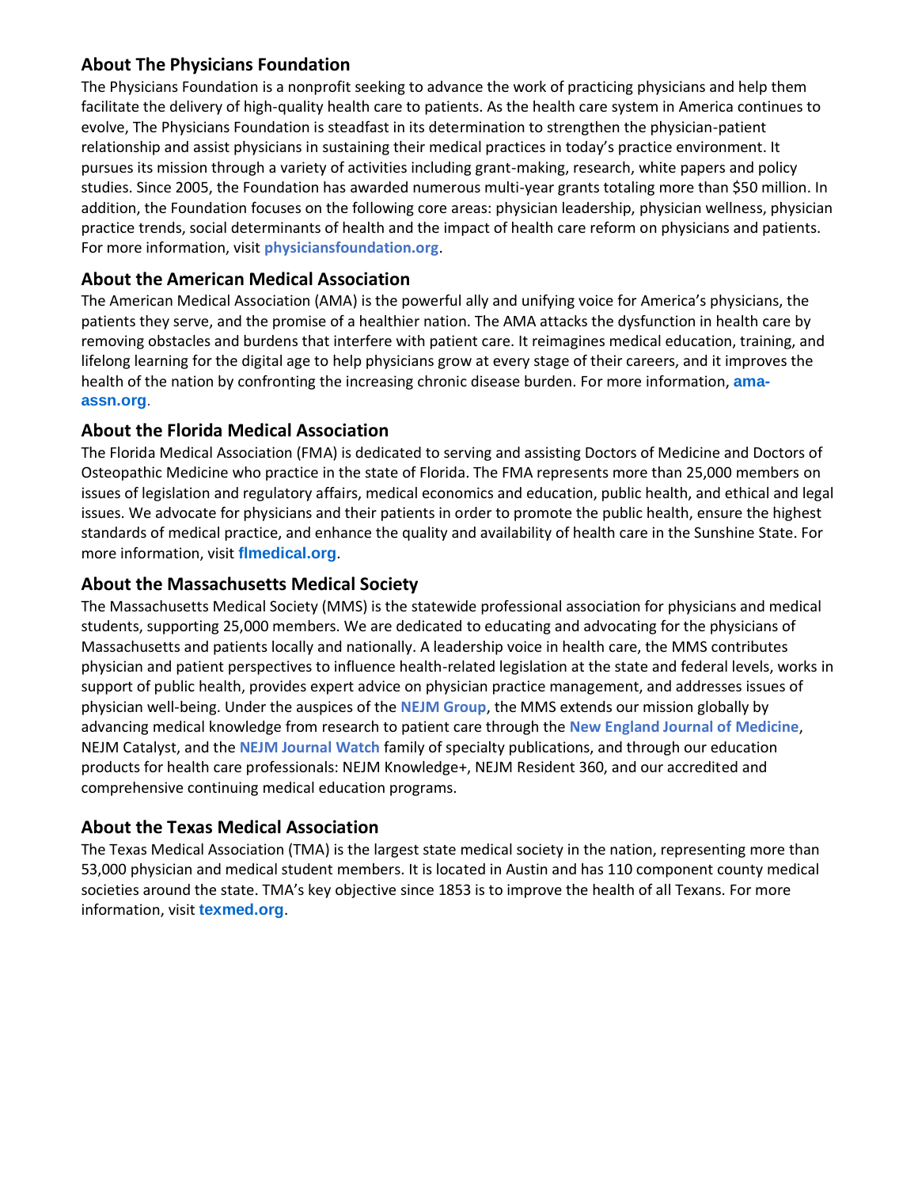## About The Physicians Foundation

The Physicians Foundation is a nonprofit seeking to advance the work of practicing physicians and help them facilitate the delivery of high-quality health care to patients. As the health care system in America continues to evolve, The Physicians Foundation is steadfast in its determination to strengthen the physician-patient relationship and assist physicians in sustaining their medical practices in today's practice environment. It pursues its mission through a variety of activities including grant-making, research, white papers and policy studies. Since 2005, the Foundation has awarded numerous multi-year grants totaling more than $50 million. In addition, the Foundation focuses on the following core areas: physician leadership, physician wellness, physician practice trends, social determinants of health and the impact of health care reform on physicians and patients. For more information, visit **physiciansfoundation.org**.

## About the American Medical Association

The American Medical Association (AMA) is the powerful ally and unifying voice for America's physicians, the patients they serve, and the promise of a healthier nation. The AMA attacks the dysfunction in health care by removing obstacles and burdens that interfere with patient care. It reimagines medical education, training, and lifelong learning for the digital age to help physicians grow at every stage of their careers, and it improves the health of the nation by confronting the increasing chronic disease burden. For more information, **ama-assn.org**.

## About the Florida Medical Association

The Florida Medical Association (FMA) is dedicated to serving and assisting Doctors of Medicine and Doctors of Osteopathic Medicine who practice in the state of Florida. The FMA represents more than 25,000 members on issues of legislation and regulatory affairs, medical economics and education, public health, and ethical and legal issues. We advocate for physicians and their patients in order to promote the public health, ensure the highest standards of medical practice, and enhance the quality and availability of health care in the Sunshine State. For more information, visit **flmedical.org**.

## About the Massachusetts Medical Society

The Massachusetts Medical Society (MMS) is the statewide professional association for physicians and medical students, supporting 25,000 members. We are dedicated to educating and advocating for the physicians of Massachusetts and patients locally and nationally. A leadership voice in health care, the MMS contributes physician and patient perspectives to influence health-related legislation at the state and federal levels, works in support of public health, provides expert advice on physician practice management, and addresses issues of physician well-being. Under the auspices of the **NEJM Group**, the MMS extends our mission globally by advancing medical knowledge from research to patient care through the **New England Journal of Medicine**, NEJM Catalyst, and the **NEJM Journal Watch** family of specialty publications, and through our education products for health care professionals: NEJM Knowledge+, NEJM Resident 360, and our accredited and comprehensive continuing medical education programs.

## About the Texas Medical Association

The Texas Medical Association (TMA) is the largest state medical society in the nation, representing more than 53,000 physician and medical student members. It is located in Austin and has 110 component county medical societies around the state. TMA's key objective since 1853 is to improve the health of all Texans. For more information, visit **texmed.org**.